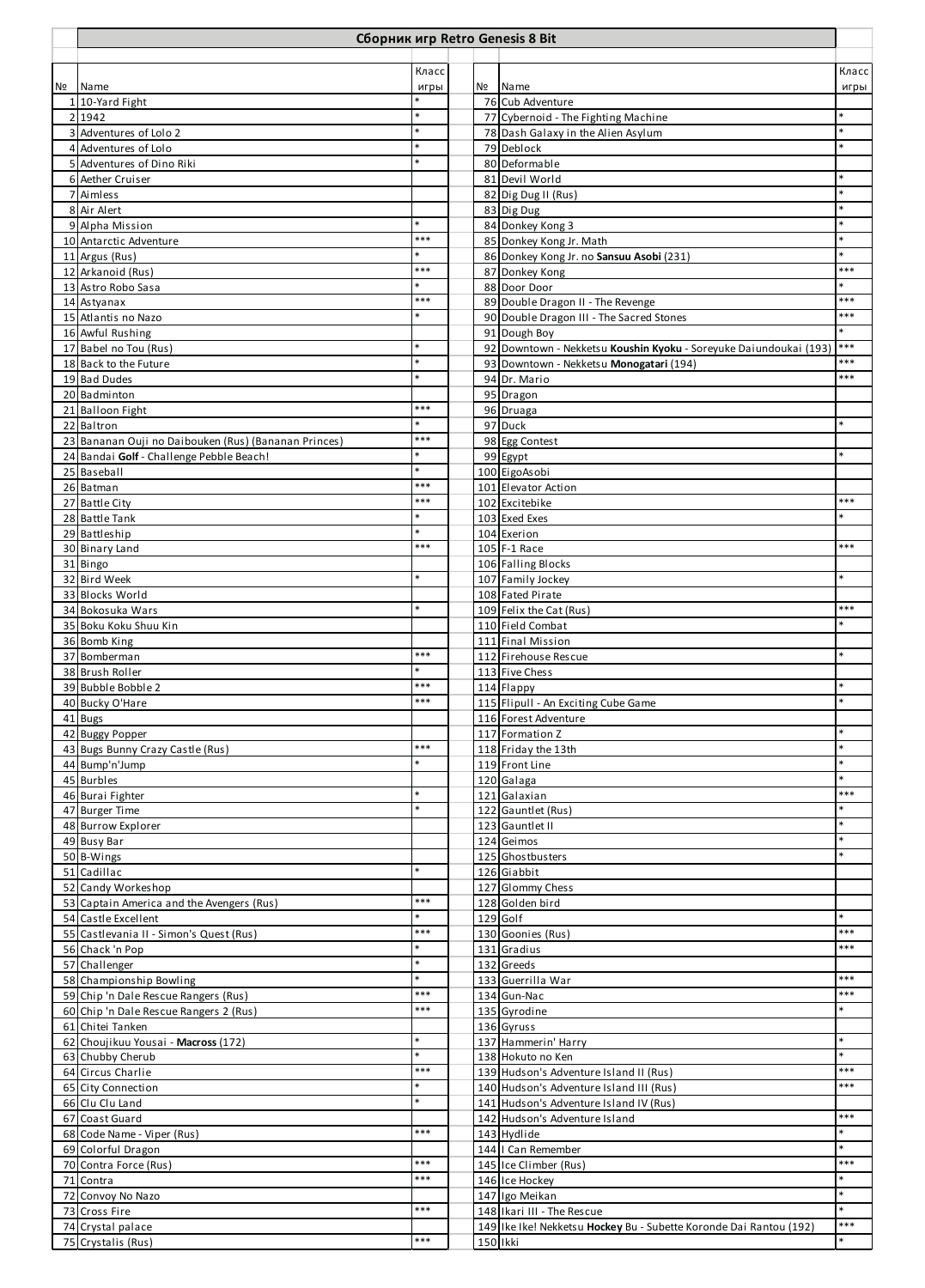# Сборник игр Retro Genesis 8 Bit

| № | Name | Класс игры |
|---|---|---|
| 1 | 10-Yard Fight | * |
| 2 | 1942 | * |
| 3 | Adventures of Lolo 2 | * |
| 4 | Adventures of Lolo | * |
| 5 | Adventures of Dino Riki | * |
| 6 | Aether Cruiser | |
| 7 | Aimless | |
| 8 | Air Alert | |
| 9 | Alpha Mission | * |
| 10 | Antarctic Adventure | *** |
| 11 | Argus (Rus) | * |
| 12 | Arkanoid (Rus) | *** |
| 13 | Astro Robo Sasa | * |
| 14 | Astyanax | *** |
| 15 | Atlantis no Nazo | * |
| 16 | Awful Rushing | |
| 17 | Babel no Tou (Rus) | * |
| 18 | Back to the Future | * |
| 19 | Bad Dudes | * |
| 20 | Badminton | |
| 21 | Balloon Fight | *** |
| 22 | Baltron | * |
| 23 | Bananan Ouji no Daibouken (Rus) (Bananan Princes) | *** |
| 24 | Bandai **Golf** - Challenge Pebble Beach! | * |
| 25 | Baseball | * |
| 26 | Batman | *** |
| 27 | Battle City | *** |
| 28 | Battle Tank | * |
| 29 | Battleship | * |
| 30 | Binary Land | *** |
| 31 | Bingo | |
| 32 | Bird Week | * |
| 33 | Blocks World | |
| 34 | Bokosuka Wars | * |
| 35 | Boku Koku Shuu Kin | |
| 36 | Bomb King | |
| 37 | Bomberman | *** |
| 38 | Brush Roller | * |
| 39 | Bubble Bobble 2 | *** |
| 40 | Bucky O'Hare | *** |
| 41 | Bugs | |
| 42 | Buggy Popper | |
| 43 | Bugs Bunny Crazy Castle (Rus) | *** |
| 44 | Bump'n'Jump | * |
| 45 | Burbles | |
| 46 | Burai Fighter | * |
| 47 | Burger Time | * |
| 48 | Burrow Explorer | |
| 49 | Busy Bar | |
| 50 | B-Wings | |
| 51 | Cadillac | * |
| 52 | Candy Workeshop | |
| 53 | Captain America and the Avengers (Rus) | *** |
| 54 | Castle Excellent | * |
| 55 | Castlevania II - Simon's Quest (Rus) | *** |
| 56 | Chack 'n Pop | * |
| 57 | Challenger | * |
| 58 | Championship Bowling | * |
| 59 | Chip 'n Dale Rescue Rangers (Rus) | *** |
| 60 | Chip 'n Dale Rescue Rangers 2 (Rus) | *** |
| 61 | Chitei Tanken | |
| 62 | Choujikuu Yousai - **Macross** (172) | * |
| 63 | Chubby Cherub | * |
| 64 | Circus Charlie | *** |
| 65 | City Connection | * |
| 66 | Clu Clu Land | * |
| 67 | Coast Guard | |
| 68 | Code Name - Viper (Rus) | *** |
| 69 | Colorful Dragon | |
| 70 | Contra Force (Rus) | *** |
| 71 | Contra | *** |
| 72 | Convoy No Nazo | |
| 73 | Cross Fire | *** |
| 74 | Crystal palace | |
| 75 | Crystalis (Rus) | *** |
| 76 | Cub Adventure | |
| 77 | Cybernoid - The Fighting Machine | * |
| 78 | Dash Galaxy in the Alien Asylum | * |
| 79 | Deblock | * |
| 80 | Deformable | |
| 81 | Devil World | * |
| 82 | Dig Dug II (Rus) | * |
| 83 | Dig Dug | * |
| 84 | Donkey Kong 3 | * |
| 85 | Donkey Kong Jr. Math | * |
| 86 | Donkey Kong Jr. no **Sansuu Asobi** (231) | * |
| 87 | Donkey Kong | *** |
| 88 | Door Door | * |
| 89 | Double Dragon II - The Revenge | *** |
| 90 | Double Dragon III - The Sacred Stones | *** |
| 91 | Dough Boy | * |
| 92 | Downtown - Nekketsu **Koushin Kyoku** - Soreyuke Daiundoukai (193) | *** |
| 93 | Downtown - Nekketsu **Monogatari** (194) | *** |
| 94 | Dr. Mario | *** |
| 95 | Dragon | |
| 96 | Druaga | |
| 97 | Duck | * |
| 98 | Egg Contest | |
| 99 | Egypt | * |
| 100 | EigoAsobi | |
| 101 | Elevator Action | |
| 102 | Excitebike | *** |
| 103 | Exed Exes | * |
| 104 | Exerion | |
| 105 | F-1 Race | *** |
| 106 | Falling Blocks | |
| 107 | Family Jockey | * |
| 108 | Fated Pirate | |
| 109 | Felix the Cat (Rus) | *** |
| 110 | Field Combat | * |
| 111 | Final Mission | |
| 112 | Firehouse Rescue | * |
| 113 | Five Chess | |
| 114 | Flappy | * |
| 115 | Flipull - An Exciting Cube Game | * |
| 116 | Forest Adventure | |
| 117 | Formation Z | * |
| 118 | Friday the 13th | * |
| 119 | Front Line | * |
| 120 | Galaga | * |
| 121 | Galaxian | *** |
| 122 | Gauntlet (Rus) | * |
| 123 | Gauntlet II | * |
| 124 | Geimos | * |
| 125 | Ghostbusters | * |
| 126 | Giabbit | |
| 127 | Glommy Chess | |
| 128 | Golden bird | |
| 129 | Golf | * |
| 130 | Goonies (Rus) | *** |
| 131 | Gradius | *** |
| 132 | Greeds | |
| 133 | Guerrilla War | *** |
| 134 | Gun-Nac | *** |
| 135 | Gyrodine | * |
| 136 | Gyruss | |
| 137 | Hammerin' Harry | * |
| 138 | Hokuto no Ken | * |
| 139 | Hudson's Adventure Island II (Rus) | *** |
| 140 | Hudson's Adventure Island III (Rus) | *** |
| 141 | Hudson's Adventure Island IV (Rus) | |
| 142 | Hudson's Adventure Island | *** |
| 143 | Hydlide | * |
| 144 | I Can Remember | * |
| 145 | Ice Climber (Rus) | *** |
| 146 | Ice Hockey | * |
| 147 | Igo Meikan | * |
| 148 | Ikari III - The Rescue | * |
| 149 | Ike Ike! Nekketsu **Hockey** Bu - Subette Koronde Dai Rantou (192) | *** |
| 150 | Ikki | * |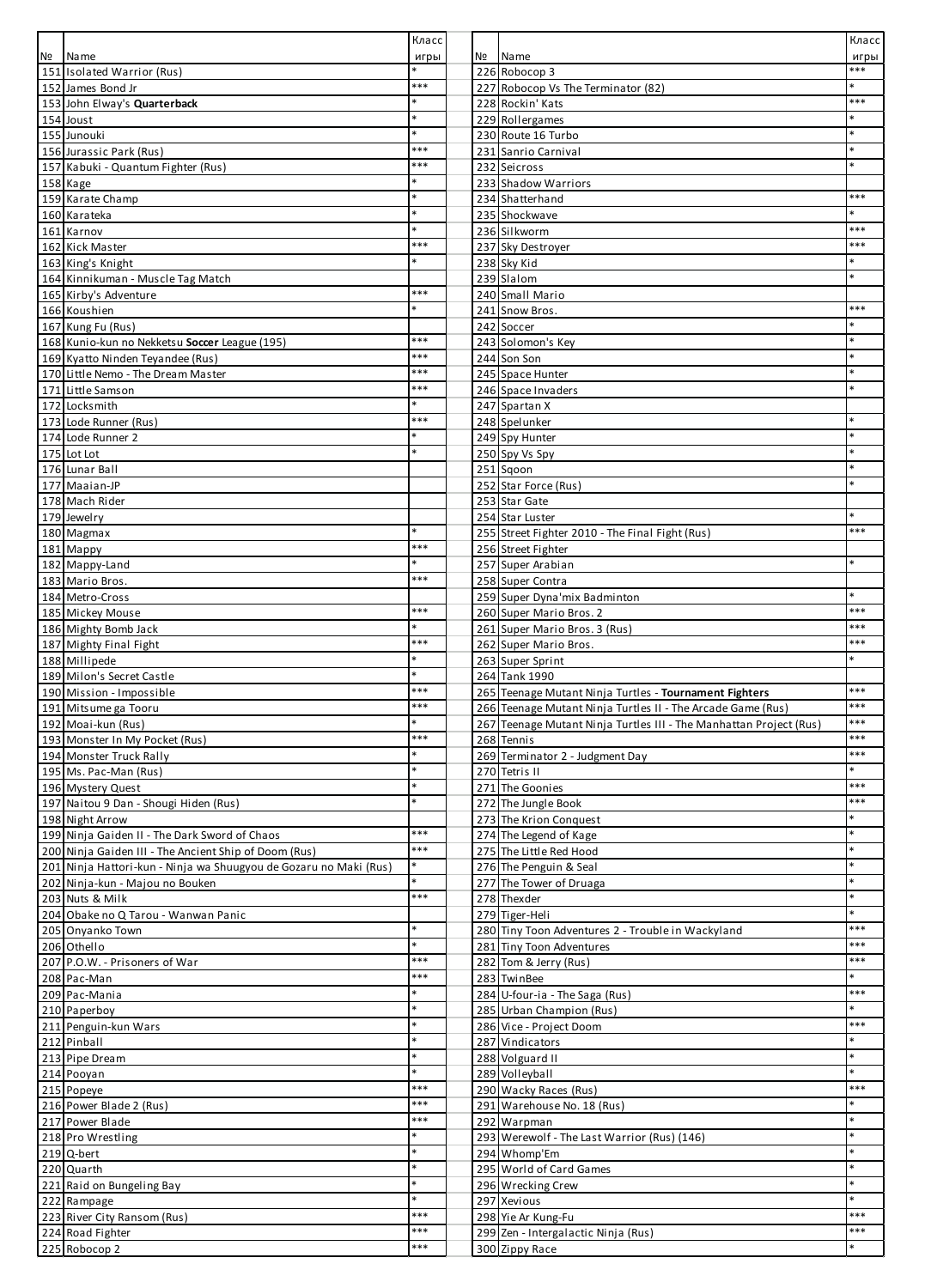| № | Name | Класс игры |
|---|---|---|
| 151 | Isolated Warrior (Rus) | * |
| 152 | James Bond Jr | *** |
| 153 | John Elway's **Quarterback** | * |
| 154 | Joust | * |
| 155 | Junouki | * |
| 156 | Jurassic Park (Rus) | *** |
| 157 | Kabuki - Quantum Fighter (Rus) | *** |
| 158 | Kage | * |
| 159 | Karate Champ | * |
| 160 | Karateka | * |
| 161 | Karnov | * |
| 162 | Kick Master | *** |
| 163 | King's Knight | * |
| 164 | Kinnikuman - Muscle Tag Match | |
| 165 | Kirby's Adventure | *** |
| 166 | Koushien | * |
| 167 | Kung Fu (Rus) | |
| 168 | Kunio-kun no Nekketsu **Soccer** League (195) | *** |
| 169 | Kyatto Ninden Teyandee (Rus) | *** |
| 170 | Little Nemo - The Dream Master | *** |
| 171 | Little Samson | *** |
| 172 | Locksmith | * |
| 173 | Lode Runner (Rus) | *** |
| 174 | Lode Runner 2 | * |
| 175 | Lot Lot | * |
| 176 | Lunar Ball | |
| 177 | Maaian-JP | |
| 178 | Mach Rider | |
| 179 | Jewelry | |
| 180 | Magmax | * |
| 181 | Mappy | *** |
| 182 | Mappy-Land | * |
| 183 | Mario Bros. | *** |
| 184 | Metro-Cross | |
| 185 | Mickey Mouse | *** |
| 186 | Mighty Bomb Jack | * |
| 187 | Mighty Final Fight | *** |
| 188 | Millipede | * |
| 189 | Milon's Secret Castle | * |
| 190 | Mission - Impossible | *** |
| 191 | Mitsume ga Tooru | *** |
| 192 | Moai-kun (Rus) | * |
| 193 | Monster In My Pocket (Rus) | *** |
| 194 | Monster Truck Rally | * |
| 195 | Ms. Pac-Man (Rus) | * |
| 196 | Mystery Quest | * |
| 197 | Naitou 9 Dan - Shougi Hiden (Rus) | * |
| 198 | Night Arrow | |
| 199 | Ninja Gaiden II - The Dark Sword of Chaos | *** |
| 200 | Ninja Gaiden III - The Ancient Ship of Doom (Rus) | *** |
| 201 | Ninja Hattori-kun - Ninja wa Shuugyou de Gozaru no Maki (Rus) | * |
| 202 | Ninja-kun - Majou no Bouken | * |
| 203 | Nuts & Milk | *** |
| 204 | Obake no Q Tarou - Wanwan Panic | |
| 205 | Onyanko Town | * |
| 206 | Othello | * |
| 207 | P.O.W. - Prisoners of War | *** |
| 208 | Pac-Man | *** |
| 209 | Pac-Mania | * |
| 210 | Paperboy | * |
| 211 | Penguin-kun Wars | * |
| 212 | Pinball | * |
| 213 | Pipe Dream | * |
| 214 | Pooyan | * |
| 215 | Popeye | *** |
| 216 | Power Blade 2 (Rus) | *** |
| 217 | Power Blade | *** |
| 218 | Pro Wrestling | * |
| 219 | Q-bert | * |
| 220 | Quarth | * |
| 221 | Raid on Bungeling Bay | * |
| 222 | Rampage | * |
| 223 | River City Ransom (Rus) | *** |
| 224 | Road Fighter | *** |
| 225 | Robocop 2 | *** |
| 226 | Robocop 3 | *** |
| 227 | Robocop Vs The Terminator (82) | * |
| 228 | Rockin' Kats | *** |
| 229 | Rollergames | * |
| 230 | Route 16 Turbo | * |
| 231 | Sanrio Carnival | * |
| 232 | Seicross | * |
| 233 | Shadow Warriors | |
| 234 | Shatterhand | *** |
| 235 | Shockwave | * |
| 236 | Silkworm | *** |
| 237 | Sky Destroyer | *** |
| 238 | Sky Kid | * |
| 239 | Slalom | * |
| 240 | Small Mario | |
| 241 | Snow Bros. | *** |
| 242 | Soccer | * |
| 243 | Solomon's Key | * |
| 244 | Son Son | * |
| 245 | Space Hunter | * |
| 246 | Space Invaders | * |
| 247 | Spartan X | |
| 248 | Spelunker | * |
| 249 | Spy Hunter | * |
| 250 | Spy Vs Spy | * |
| 251 | Sqoon | * |
| 252 | Star Force (Rus) | * |
| 253 | Star Gate | |
| 254 | Star Luster | * |
| 255 | Street Fighter 2010 - The Final Fight (Rus) | *** |
| 256 | Street Fighter | |
| 257 | Super Arabian | * |
| 258 | Super Contra | |
| 259 | Super Dyna'mix Badminton | * |
| 260 | Super Mario Bros. 2 | *** |
| 261 | Super Mario Bros. 3 (Rus) | *** |
| 262 | Super Mario Bros. | *** |
| 263 | Super Sprint | * |
| 264 | Tank 1990 | |
| 265 | Teenage Mutant Ninja Turtles - **Tournament Fighters** | *** |
| 266 | Teenage Mutant Ninja Turtles II - The Arcade Game (Rus) | *** |
| 267 | Teenage Mutant Ninja Turtles III - The Manhattan Project (Rus) | *** |
| 268 | Tennis | *** |
| 269 | Terminator 2 - Judgment Day | *** |
| 270 | Tetris II | * |
| 271 | The Goonies | *** |
| 272 | The Jungle Book | *** |
| 273 | The Krion Conquest | * |
| 274 | The Legend of Kage | * |
| 275 | The Little Red Hood | * |
| 276 | The Penguin & Seal | * |
| 277 | The Tower of Druaga | * |
| 278 | Thexder | * |
| 279 | Tiger-Heli | * |
| 280 | Tiny Toon Adventures 2 - Trouble in Wackyland | *** |
| 281 | Tiny Toon Adventures | *** |
| 282 | Tom & Jerry (Rus) | *** |
| 283 | TwinBee | * |
| 284 | U-four-ia - The Saga (Rus) | *** |
| 285 | Urban Champion (Rus) | * |
| 286 | Vice - Project Doom | *** |
| 287 | Vindicators | * |
| 288 | Volguard II | * |
| 289 | Volleyball | * |
| 290 | Wacky Races (Rus) | *** |
| 291 | Warehouse No. 18 (Rus) | * |
| 292 | Warpman | * |
| 293 | Werewolf - The Last Warrior (Rus) (146) | * |
| 294 | Whomp'Em | * |
| 295 | World of Card Games | * |
| 296 | Wrecking Crew | * |
| 297 | Xevious | * |
| 298 | Yie Ar Kung-Fu | *** |
| 299 | Zen - Intergalactic Ninja (Rus) | *** |
| 300 | Zippy Race | * |